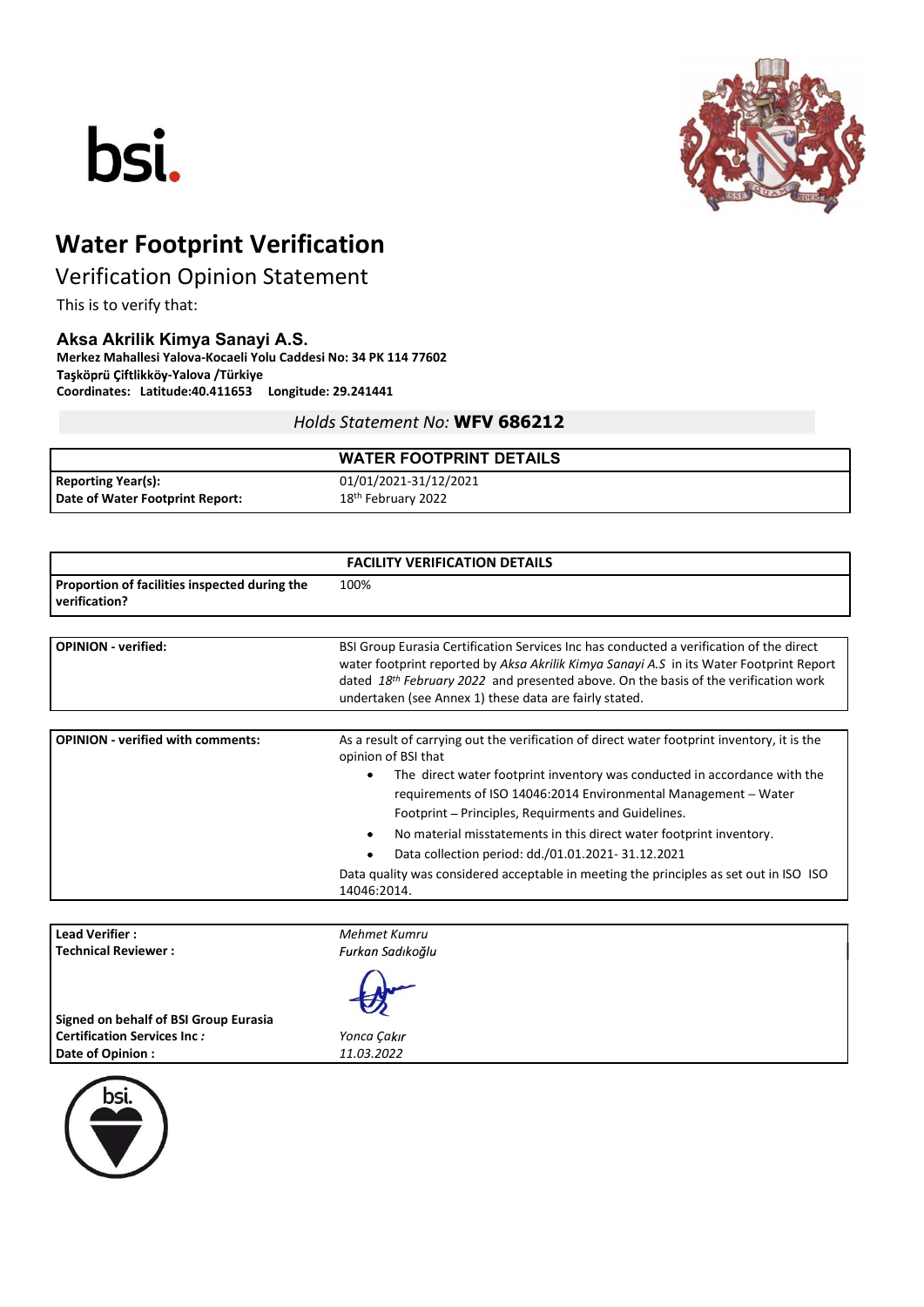# Water Footprint Verification

## Verification Opinion Statement

This is to verify that:

### Aksa Akrilik Kimya Sanayi A.S.

**Merkez Mahallesi Yalova-Kocaeli Yolu Caddesi No: 34 PK 114 77602**
**Taşköprü Çiftlikköy-Yalova /Türkiye**
**Coordinates: Latitude:40.411653 Longitude: 29.241441**

*Holds Statement No:* **WFV 686212**

| WATER FOOTPRINT DETAILS | |
|---|---|
| **Reporting Year(s):** | 01/01/2021-31/12/2021 |
| **Date of Water Footprint Report:** | 18th February 2022 |

| FACILITY VERIFICATION DETAILS | |
|---|---|
| **Proportion of facilities inspected during the verification?** | 100% |

| | |
|---|---|
| **OPINION - verified:** | BSI Group Eurasia Certification Services Inc has conducted a verification of the direct water footprint reported by *Aksa Akrilik Kimya Sanayi A.S* in its Water Footprint Report dated *18th February 2022* and presented above. On the basis of the verification work undertaken (see Annex 1) these data are fairly stated. |

| | |
|---|---|
| **OPINION - verified with comments:** | As a result of carrying out the verification of direct water footprint inventory, it is the opinion of BSI that <br>• The direct water footprint inventory was conducted in accordance with the requirements of ISO 14046:2014 Environmental Management – Water Footprint – Principles, Requirments and Guidelines. <br>• No material misstatements in this direct water footprint inventory. <br>• Data collection period: dd./01.01.2021- 31.12.2021 <br>Data quality was considered acceptable in meeting the principles as set out in ISO ISO 14046:2014. |

| | |
|---|---|
| **Lead Verifier :** | *Mehmet Kumru* |
| **Technical Reviewer :** | *Furkan Sadıkoğlu* |
| **Signed on behalf of BSI Group Eurasia Certification Services Inc :** | *Yonca Çakır* |
| **Date of Opinion :** | *11.03.2022* |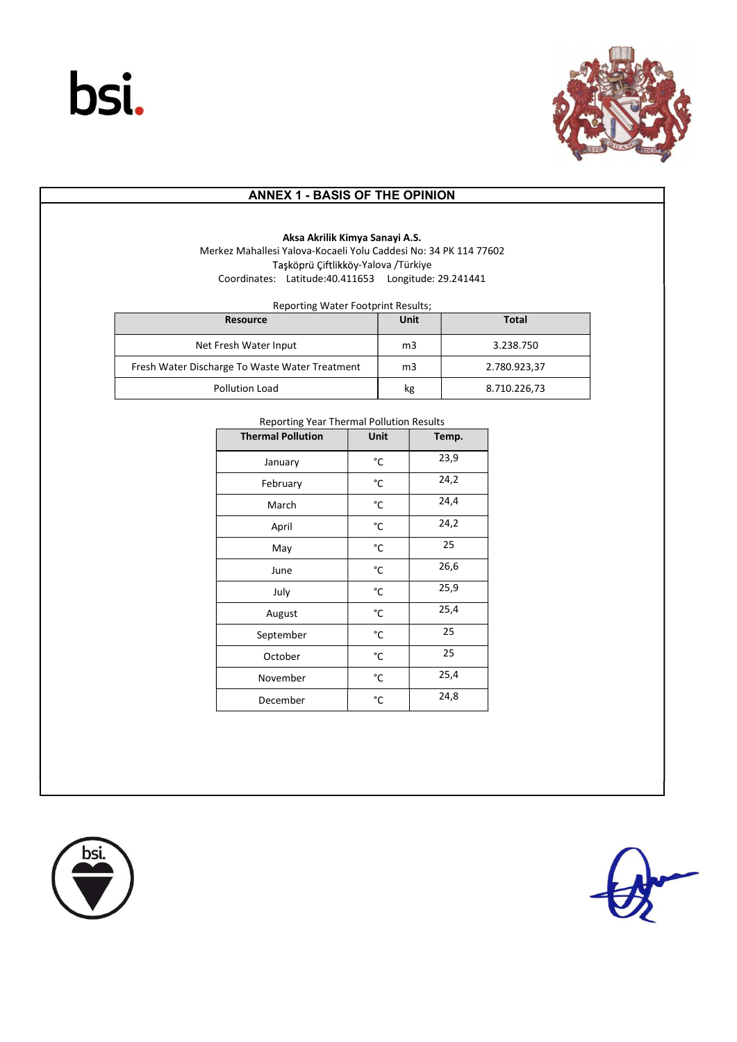## ANNEX 1 - BASIS OF THE OPINION

**Aksa Akrilik Kimya Sanayi A.S.**
Merkez Mahallesi Yalova-Kocaeli Yolu Caddesi No: 34 PK 114 77602
Taşköprü Çiftlikköy-Yalova /Türkiye
Coordinates: Latitude:40.411653 Longitude: 29.241441

Reporting Water Footprint Results;

| Resource | Unit | Total |
|---|---|---|
| Net Fresh Water Input | m3 | 3.238.750 |
| Fresh Water Discharge To Waste Water Treatment | m3 | 2.780.923,37 |
| Pollution Load | kg | 8.710.226,73 |

Reporting Year Thermal Pollution Results

| Thermal Pollution | Unit | Temp. |
|---|---|---|
| January | °C | 23,9 |
| February | °C | 24,2 |
| March | °C | 24,4 |
| April | °C | 24,2 |
| May | °C | 25 |
| June | °C | 26,6 |
| July | °C | 25,9 |
| August | °C | 25,4 |
| September | °C | 25 |
| October | °C | 25 |
| November | °C | 25,4 |
| December | °C | 24,8 |